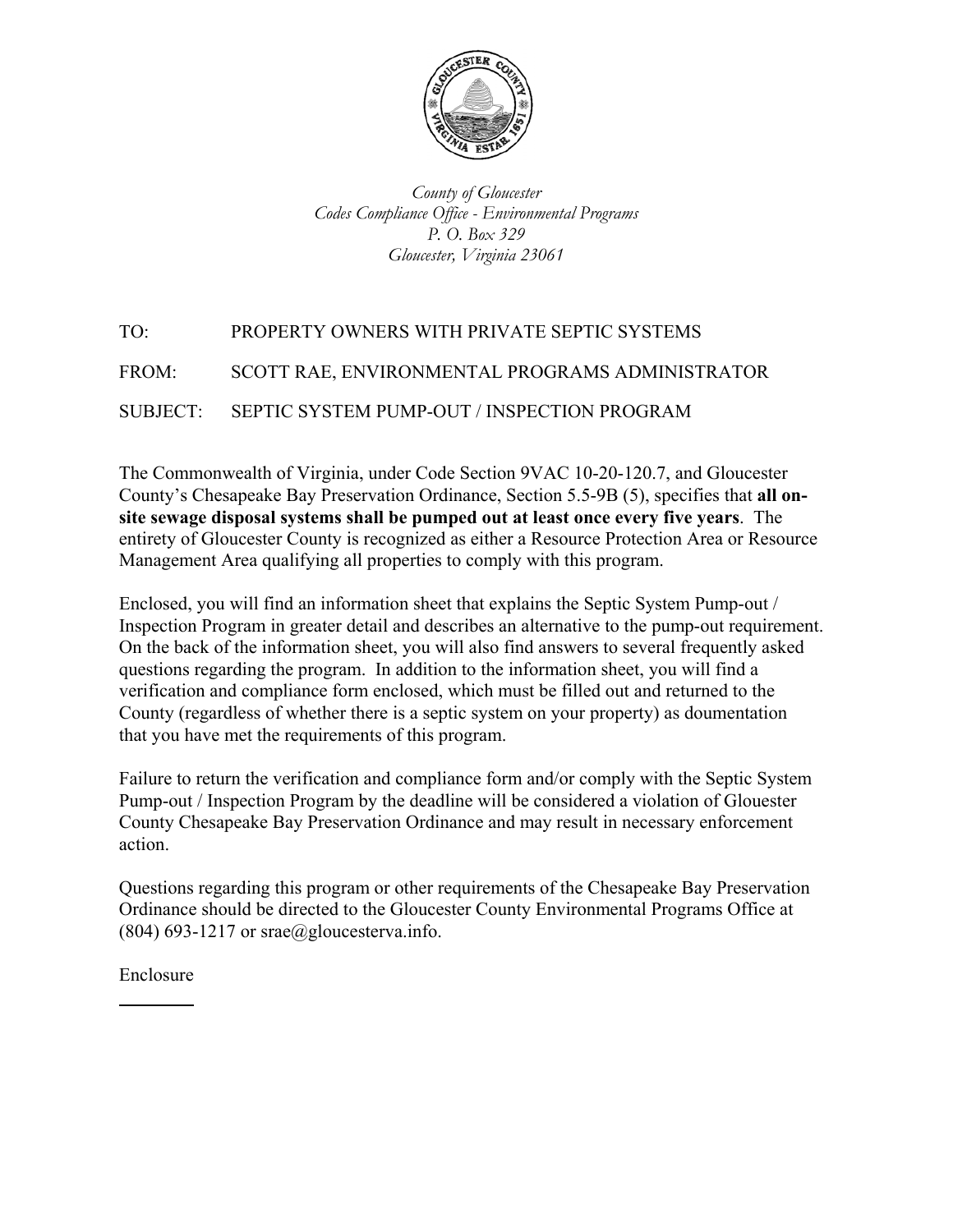*County of Gloucester*
*Codes Compliance Office - Environmental Programs*
*P. O. Box 329*
*Gloucester, Virginia 23061*

TO: PROPERTY OWNERS WITH PRIVATE SEPTIC SYSTEMS

FROM: SCOTT RAE, ENVIRONMENTAL PROGRAMS ADMINISTRATOR

SUBJECT: SEPTIC SYSTEM PUMP-OUT / INSPECTION PROGRAM

The Commonwealth of Virginia, under Code Section 9VAC 10-20-120.7, and Gloucester County's Chesapeake Bay Preservation Ordinance, Section 5.5-9B (5), specifies that **all on-site sewage disposal systems shall be pumped out at least once every five years**. The entirety of Gloucester County is recognized as either a Resource Protection Area or Resource Management Area qualifying all properties to comply with this program.

Enclosed, you will find an information sheet that explains the Septic System Pump-out / Inspection Program in greater detail and describes an alternative to the pump-out requirement. On the back of the information sheet, you will also find answers to several frequently asked questions regarding the program. In addition to the information sheet, you will find a verification and compliance form enclosed, which must be filled out and returned to the County (regardless of whether there is a septic system on your property) as doumentation that you have met the requirements of this program.

Failure to return the verification and compliance form and/or comply with the Septic System Pump-out / Inspection Program by the deadline will be considered a violation of Glouester County Chesapeake Bay Preservation Ordinance and may result in necessary enforcement action.

Questions regarding this program or other requirements of the Chesapeake Bay Preservation Ordinance should be directed to the Gloucester County Environmental Programs Office at (804) 693-1217 or srae@gloucesterva.info.

Enclosure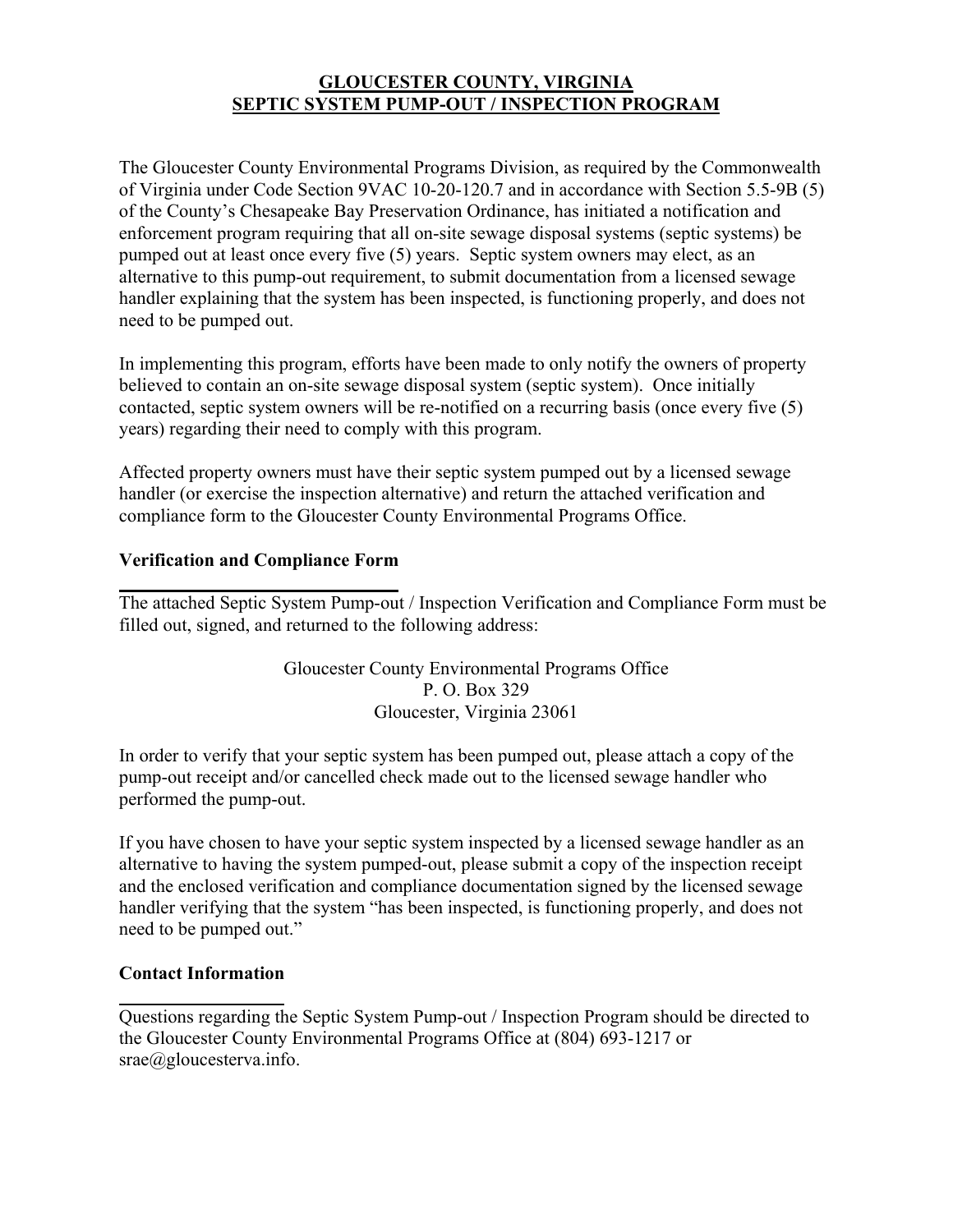# GLOUCESTER COUNTY, VIRGINIA
# SEPTIC SYSTEM PUMP-OUT / INSPECTION PROGRAM

The Gloucester County Environmental Programs Division, as required by the Commonwealth of Virginia under Code Section 9VAC 10-20-120.7 and in accordance with Section 5.5-9B (5) of the County's Chesapeake Bay Preservation Ordinance, has initiated a notification and enforcement program requiring that all on-site sewage disposal systems (septic systems) be pumped out at least once every five (5) years. Septic system owners may elect, as an alternative to this pump-out requirement, to submit documentation from a licensed sewage handler explaining that the system has been inspected, is functioning properly, and does not need to be pumped out.

In implementing this program, efforts have been made to only notify the owners of property believed to contain an on-site sewage disposal system (septic system). Once initially contacted, septic system owners will be re-notified on a recurring basis (once every five (5) years) regarding their need to comply with this program.

Affected property owners must have their septic system pumped out by a licensed sewage handler (or exercise the inspection alternative) and return the attached verification and compliance form to the Gloucester County Environmental Programs Office.

## Verification and Compliance Form

The attached Septic System Pump-out / Inspection Verification and Compliance Form must be filled out, signed, and returned to the following address:

Gloucester County Environmental Programs Office
P. O. Box 329
Gloucester, Virginia 23061

In order to verify that your septic system has been pumped out, please attach a copy of the pump-out receipt and/or cancelled check made out to the licensed sewage handler who performed the pump-out.

If you have chosen to have your septic system inspected by a licensed sewage handler as an alternative to having the system pumped-out, please submit a copy of the inspection receipt and the enclosed verification and compliance documentation signed by the licensed sewage handler verifying that the system "has been inspected, is functioning properly, and does not need to be pumped out."

## Contact Information

Questions regarding the Septic System Pump-out / Inspection Program should be directed to the Gloucester County Environmental Programs Office at (804) 693-1217 or srae@gloucesterva.info.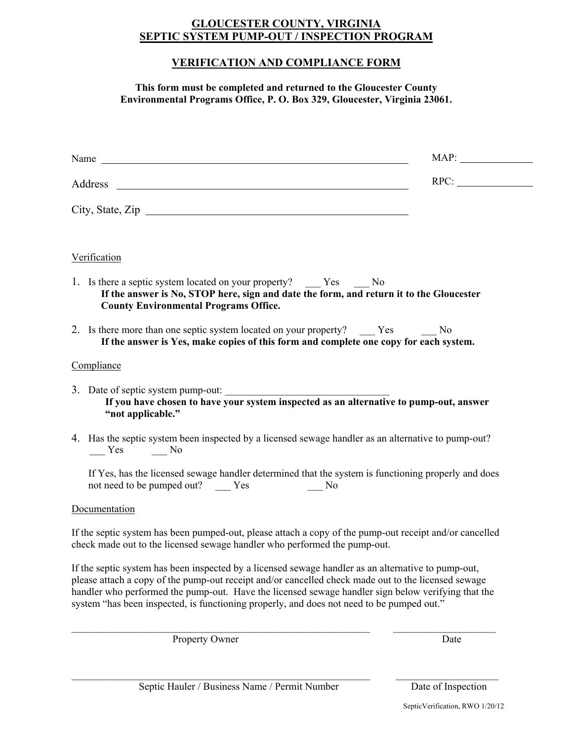# GLOUCESTER COUNTY, VIRGINIA
# SEPTIC SYSTEM PUMP-OUT / INSPECTION PROGRAM

## VERIFICATION AND COMPLIANCE FORM

**This form must be completed and returned to the Gloucester County Environmental Programs Office, P. O. Box 329, Gloucester, Virginia 23061.**

Name ______________________________________________ MAP: ____________

Address ____________________________________________ RPC: ____________

City, State, Zip ______________________________________

Verification

1. Is there a septic system located on your property? ___ Yes ___ No
   **If the answer is No, STOP here, sign and date the form, and return it to the Gloucester County Environmental Programs Office.**

2. Is there more than one septic system located on your property? ___ Yes ___ No
   **If the answer is Yes, make copies of this form and complete one copy for each system.**

Compliance

3. Date of septic system pump-out: ________________________________
   **If you have chosen to have your system inspected as an alternative to pump-out, answer "not applicable."**

4. Has the septic system been inspected by a licensed sewage handler as an alternative to pump-out?
   ___ Yes ___ No

   If Yes, has the licensed sewage handler determined that the system is functioning properly and does not need to be pumped out? ___ Yes ___ No

Documentation

If the septic system has been pumped-out, please attach a copy of the pump-out receipt and/or cancelled check made out to the licensed sewage handler who performed the pump-out.

If the septic system has been inspected by a licensed sewage handler as an alternative to pump-out, please attach a copy of the pump-out receipt and/or cancelled check made out to the licensed sewage handler who performed the pump-out. Have the licensed sewage handler sign below verifying that the system "has been inspected, is functioning properly, and does not need to be pumped out."

______________________________________________ ____________________
Property Owner Date

______________________________________________ ____________________
Septic Hauler / Business Name / Permit Number Date of Inspection

SepticVerification, RWO 1/20/12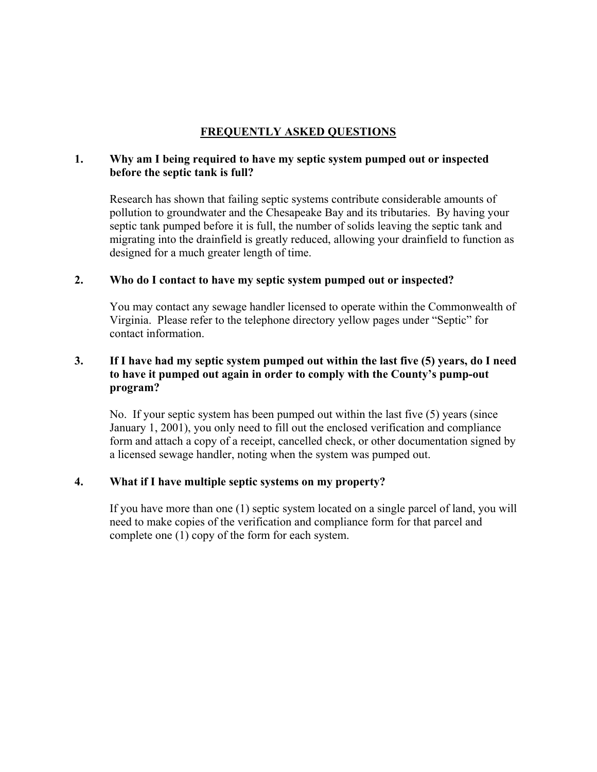## FREQUENTLY ASKED QUESTIONS

**1. Why am I being required to have my septic system pumped out or inspected before the septic tank is full?**

Research has shown that failing septic systems contribute considerable amounts of pollution to groundwater and the Chesapeake Bay and its tributaries. By having your septic tank pumped before it is full, the number of solids leaving the septic tank and migrating into the drainfield is greatly reduced, allowing your drainfield to function as designed for a much greater length of time.

**2. Who do I contact to have my septic system pumped out or inspected?**

You may contact any sewage handler licensed to operate within the Commonwealth of Virginia. Please refer to the telephone directory yellow pages under "Septic" for contact information.

**3. If I have had my septic system pumped out within the last five (5) years, do I need to have it pumped out again in order to comply with the County's pump-out program?**

No. If your septic system has been pumped out within the last five (5) years (since January 1, 2001), you only need to fill out the enclosed verification and compliance form and attach a copy of a receipt, cancelled check, or other documentation signed by a licensed sewage handler, noting when the system was pumped out.

**4. What if I have multiple septic systems on my property?**

If you have more than one (1) septic system located on a single parcel of land, you will need to make copies of the verification and compliance form for that parcel and complete one (1) copy of the form for each system.